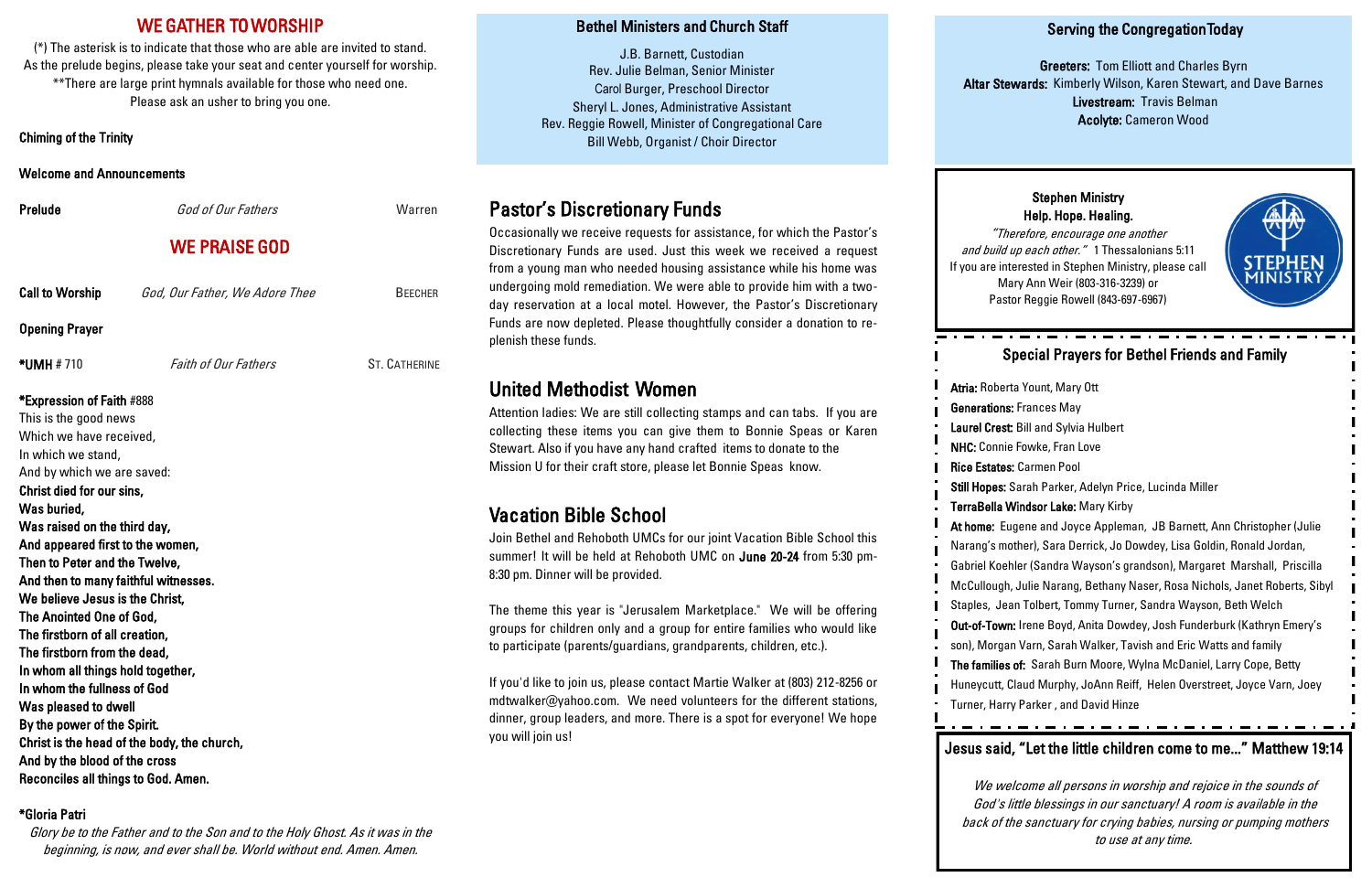## WE GATHER TO WORSHIP

(*) The asterisk is to indicate that those who are able are invited to stand.
As the prelude begins, please take your seat and center yourself for worship.
**There are large print hymnals available for those who need one.
Please ask an usher to bring you one.

**Chiming of the Trinity**

**Welcome and Announcements**

**Prelude** *God of Our Fathers* Warren

## WE PRAISE GOD

**Call to Worship** *God, Our Father, We Adore Thee* BEECHER

**Opening Prayer**

***UMH** # 710 *Faith of Our Fathers* ST. CATHERINE

***Expression of Faith** #888

This is the good news
Which we have received,
In which we stand,
And by which we are saved:
**Christ died for our sins,**
**Was buried,**
**Was raised on the third day,**
**And appeared first to the women,**
**Then to Peter and the Twelve,**
**And then to many faithful witnesses.**
**We believe Jesus is the Christ,**
**The Anointed One of God,**
**The firstborn of all creation,**
**The firstborn from the dead,**
**In whom all things hold together,**
**In whom the fullness of God**
**Was pleased to dwell**
**By the power of the Spirit.**
**Christ is the head of the body, the church,**
**And by the blood of the cross**
**Reconciles all things to God. Amen.**

***Gloria Patri**

*Glory be to the Father and to the Son and to the Holy Ghost. As it was in the beginning, is now, and ever shall be. World without end. Amen. Amen.*

### Bethel Ministers and Church Staff

J.B. Barnett, Custodian
Rev. Julie Belman, Senior Minister
Carol Burger, Preschool Director
Sheryl L. Jones, Administrative Assistant
Rev. Reggie Rowell, Minister of Congregational Care
Bill Webb, Organist / Choir Director

## Pastor's Discretionary Funds

Occasionally we receive requests for assistance, for which the Pastor's Discretionary Funds are used. Just this week we received a request from a young man who needed housing assistance while his home was undergoing mold remediation. We were able to provide him with a two-day reservation at a local motel. However, the Pastor's Discretionary Funds are now depleted. Please thoughtfully consider a donation to replenish these funds.

## United Methodist Women

Attention ladies: We are still collecting stamps and can tabs. If you are collecting these items you can give them to Bonnie Speas or Karen Stewart. Also if you have any hand crafted items to donate to the Mission U for their craft store, please let Bonnie Speas know.

## Vacation Bible School

Join Bethel and Rehoboth UMCs for our joint Vacation Bible School this summer! It will be held at Rehoboth UMC on **June 20-24** from 5:30 pm-8:30 pm. Dinner will be provided.

The theme this year is "Jerusalem Marketplace." We will be offering groups for children only and a group for entire families who would like to participate (parents/guardians, grandparents, children, etc.).

If you'd like to join us, please contact Martie Walker at (803) 212-8256 or mdtwalker@yahoo.com. We need volunteers for the different stations, dinner, group leaders, and more. There is a spot for everyone! We hope you will join us!

### Serving the Congregation Today

**Greeters:** Tom Elliott and Charles Byrn
**Altar Stewards:** Kimberly Wilson, Karen Stewart, and Dave Barnes
**Livestream:** Travis Belman
**Acolyte:** Cameron Wood

**Stephen Ministry**
**Help. Hope. Healing.**

*"Therefore, encourage one another and build up each other."* 1 Thessalonians 5:11
If you are interested in Stephen Ministry, please call Mary Ann Weir (803-316-3239) or Pastor Reggie Rowell (843-697-6967)

### Special Prayers for Bethel Friends and Family

**Atria:** Roberta Yount, Mary Ott
**Generations:** Frances May
**Laurel Crest:** Bill and Sylvia Hulbert
**NHC:** Connie Fowke, Fran Love
**Rice Estates:** Carmen Pool
**Still Hopes:** Sarah Parker, Adelyn Price, Lucinda Miller
**TerraBella Windsor Lake:** Mary Kirby
**At home:** Eugene and Joyce Appleman, JB Barnett, Ann Christopher (Julie Narang's mother), Sara Derrick, Jo Dowdey, Lisa Goldin, Ronald Jordan, Gabriel Koehler (Sandra Wayson's grandson), Margaret Marshall, Priscilla McCullough, Julie Narang, Bethany Naser, Rosa Nichols, Janet Roberts, Sibyl Staples, Jean Tolbert, Tommy Turner, Sandra Wayson, Beth Welch
**Out-of-Town:** Irene Boyd, Anita Dowdey, Josh Funderburk (Kathryn Emery's son), Morgan Varn, Sarah Walker, Tavish and Eric Watts and family
**The families of:** Sarah Burn Moore, Wylna McDaniel, Larry Cope, Betty Huneycutt, Claud Murphy, JoAnn Reiff, Helen Overstreet, Joyce Varn, Joey Turner, Harry Parker , and David Hinze

### Jesus said, "Let the little children come to me..." Matthew 19:14

*We welcome all persons in worship and rejoice in the sounds of God's little blessings in our sanctuary! A room is available in the back of the sanctuary for crying babies, nursing or pumping mothers to use at any time.*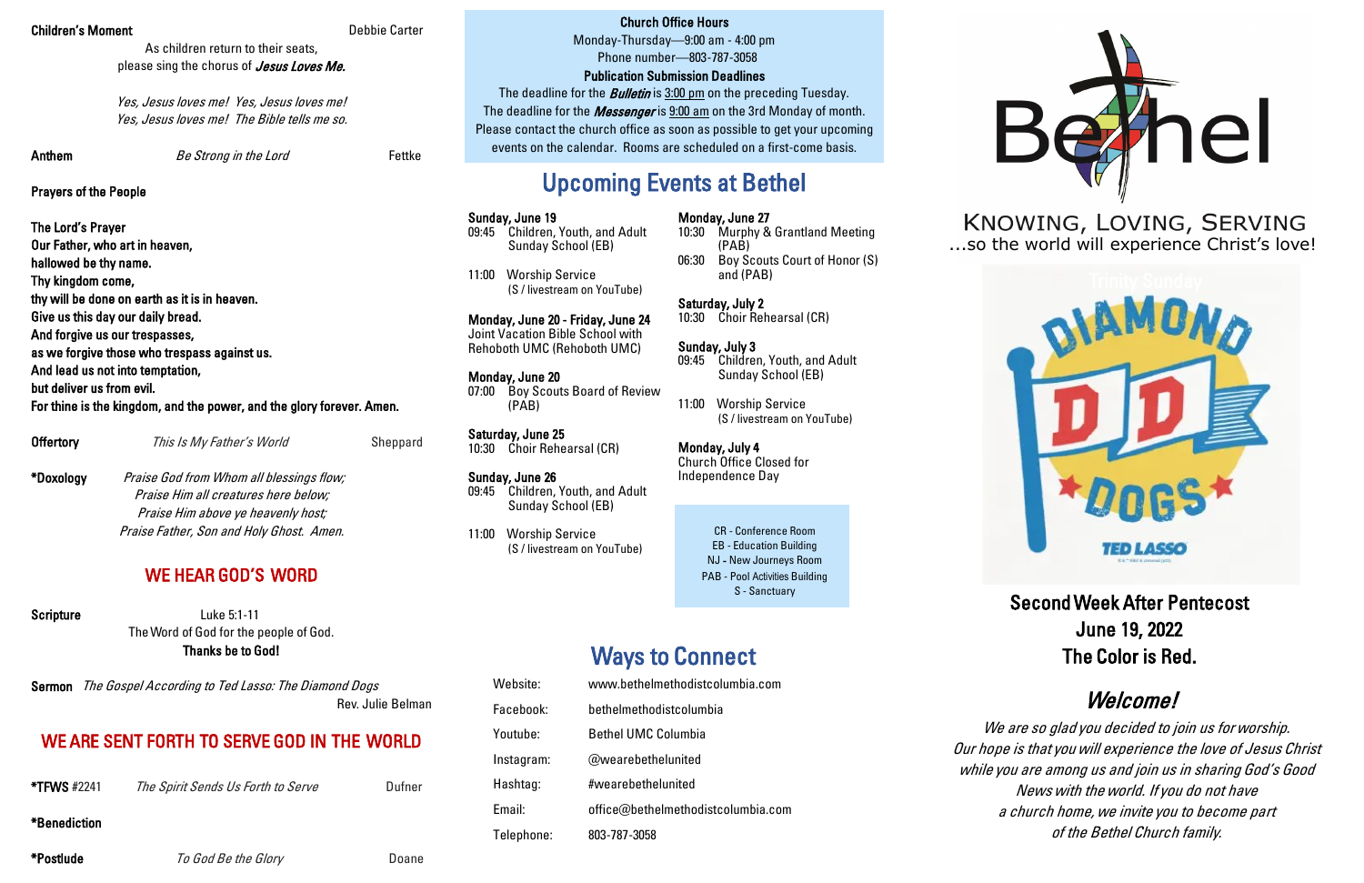**Children's Moment** Debbie Carter

As children return to their seats, please sing the chorus of ***Jesus Loves Me.***

*Yes, Jesus loves me! Yes, Jesus loves me!*
*Yes, Jesus loves me! The Bible tells me so.*

**Anthem** *Be Strong in the Lord* Fettke

**Prayers of the People**

**The Lord's Prayer**
**Our Father, who art in heaven,**
**hallowed be thy name.**
**Thy kingdom come,**
**thy will be done on earth as it is in heaven.**
**Give us this day our daily bread.**
**And forgive us our trespasses,**
**as we forgive those who trespass against us.**
**And lead us not into temptation,**
**but deliver us from evil.**
**For thine is the kingdom, and the power, and the glory forever. Amen.**

**Offertory** *This Is My Father's World* Sheppard

**\*Doxology** *Praise God from Whom all blessings flow;*
*Praise Him all creatures here below;*
*Praise Him above ye heavenly host;*
*Praise Father, Son and Holy Ghost. Amen.*

## WE HEAR GOD'S WORD

**Scripture** Luke 5:1-11
The Word of God for the people of God.
**Thanks be to God!**

**Sermon** *The Gospel According to Ted Lasso: The Diamond Dogs*
Rev. Julie Belman

## WE ARE SENT FORTH TO SERVE GOD IN THE WORLD

**\*TFWS** #2241 *The Spirit Sends Us Forth to Serve* Dufner

**\*Benediction**

**\*Postlude** *To God Be the Glory* Doane

**Church Office Hours**
Monday-Thursday—9:00 am - 4:00 pm
Phone number—803-787-3058
**Publication Submission Deadlines**
The deadline for the ***Bulletin*** is 3:00 pm on the preceding Tuesday.
The deadline for the ***Messenger*** is 9:00 am on the 3rd Monday of month.
Please contact the church office as soon as possible to get your upcoming events on the calendar. Rooms are scheduled on a first-come basis.

## Upcoming Events at Bethel

**Sunday, June 19**
09:45 Children, Youth, and Adult Sunday School (EB)

11:00 Worship Service (S / livestream on YouTube)

**Monday, June 20 - Friday, June 24**
Joint Vacation Bible School with Rehoboth UMC (Rehoboth UMC)

**Monday, June 20**
07:00 Boy Scouts Board of Review (PAB)

**Saturday, June 25**
10:30 Choir Rehearsal (CR)

**Sunday, June 26**
09:45 Children, Youth, and Adult Sunday School (EB)

11:00 Worship Service (S / livestream on YouTube)

**Monday, June 27**
10:30 Murphy & Grantland Meeting (PAB)
06:30 Boy Scouts Court of Honor (S) and (PAB)

**Saturday, July 2**
10:30 Choir Rehearsal (CR)

**Sunday, July 3**
09:45 Children, Youth, and Adult Sunday School (EB)

11:00 Worship Service (S / livestream on YouTube)

**Monday, July 4**
Church Office Closed for Independence Day

CR - Conference Room
EB - Education Building
NJ - New Journeys Room
PAB - Pool Activities Building
S - Sanctuary

## Ways to Connect

| | |
|---|---|
| Website: | www.bethelmethodistcolumbia.com |
| Facebook: | bethelmethodistcolumbia |
| Youtube: | Bethel UMC Columbia |
| Instagram: | @wearebethelunited |
| Hashtag: | #wearebethelunited |
| Email: | office@bethelmethodistcolumbia.com |
| Telephone: | 803-787-3058 |

Bethel

KNOWING, LOVING, SERVING
...so the world will experience Christ's love!

**Second Week After Pentecost**
**June 19, 2022**
**The Color is Red.**

## *Welcome!*

*We are so glad you decided to join us for worship. Our hope is that you will experience the love of Jesus Christ while you are among us and join us in sharing God's Good News with the world. If you do not have a church home, we invite you to become part of the Bethel Church family.*